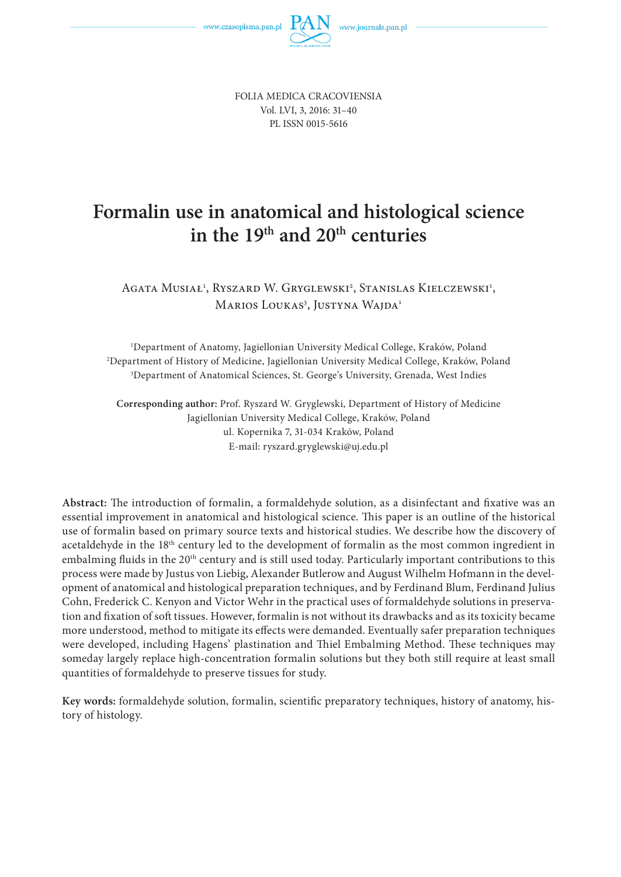FOLIA MEDICA CRACOVIENSIA
Vol. LVI, 3, 2016: 31–40
PL ISSN 0015-5616

# Formalin use in anatomical and histological science in the 19th and 20th centuries

Agata Musiał[1], Ryszard W. Gryglewski[2], Stanislas Kielczewski[1], Marios Loukas[3], Justyna Wajda[1]

[1]Department of Anatomy, Jagiellonian University Medical College, Kraków, Poland
[2]Department of History of Medicine, Jagiellonian University Medical College, Kraków, Poland
[3]Department of Anatomical Sciences, St. George's University, Grenada, West Indies

**Corresponding author:** Prof. Ryszard W. Gryglewski, Department of History of Medicine
Jagiellonian University Medical College, Kraków, Poland
ul. Kopernika 7, 31-034 Kraków, Poland
E-mail: ryszard.gryglewski@uj.edu.pl

**Abstract:** The introduction of formalin, a formaldehyde solution, as a disinfectant and fixative was an essential improvement in anatomical and histological science. This paper is an outline of the historical use of formalin based on primary source texts and historical studies. We describe how the discovery of acetaldehyde in the 18th century led to the development of formalin as the most common ingredient in embalming fluids in the 20th century and is still used today. Particularly important contributions to this process were made by Justus von Liebig, Alexander Butlerow and August Wilhelm Hofmann in the development of anatomical and histological preparation techniques, and by Ferdinand Blum, Ferdinand Julius Cohn, Frederick C. Kenyon and Victor Wehr in the practical uses of formaldehyde solutions in preservation and fixation of soft tissues. However, formalin is not without its drawbacks and as its toxicity became more understood, method to mitigate its effects were demanded. Eventually safer preparation techniques were developed, including Hagens' plastination and Thiel Embalming Method. These techniques may someday largely replace high-concentration formalin solutions but they both still require at least small quantities of formaldehyde to preserve tissues for study.

**Key words:** formaldehyde solution, formalin, scientific preparatory techniques, history of anatomy, history of histology.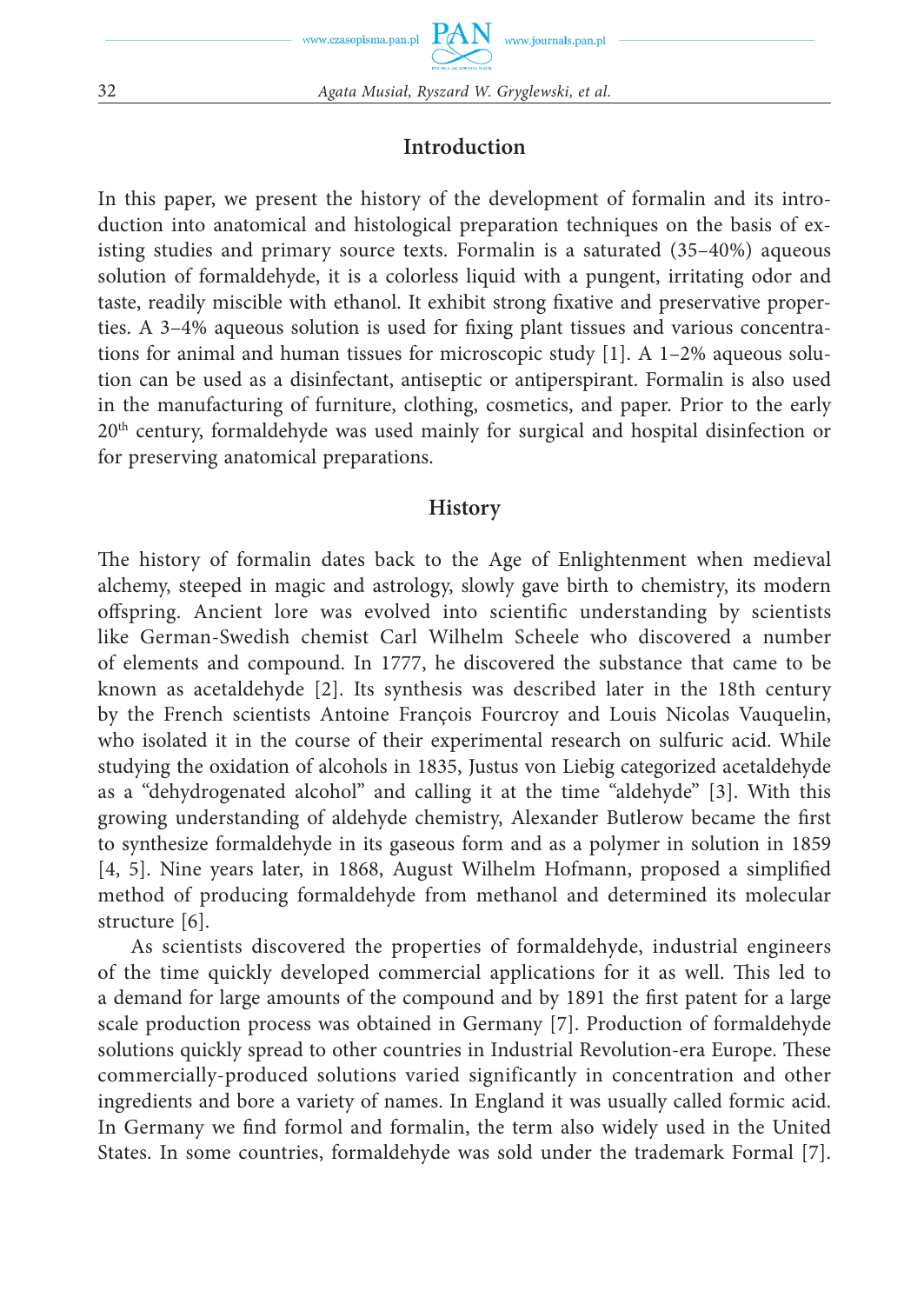## Introduction

In this paper, we present the history of the development of formalin and its introduction into anatomical and histological preparation techniques on the basis of existing studies and primary source texts. Formalin is a saturated (35–40%) aqueous solution of formaldehyde, it is a colorless liquid with a pungent, irritating odor and taste, readily miscible with ethanol. It exhibit strong fixative and preservative properties. A 3–4% aqueous solution is used for fixing plant tissues and various concentrations for animal and human tissues for microscopic study [1]. A 1–2% aqueous solution can be used as a disinfectant, antiseptic or antiperspirant. Formalin is also used in the manufacturing of furniture, clothing, cosmetics, and paper. Prior to the early 20th century, formaldehyde was used mainly for surgical and hospital disinfection or for preserving anatomical preparations.

## History

The history of formalin dates back to the Age of Enlightenment when medieval alchemy, steeped in magic and astrology, slowly gave birth to chemistry, its modern offspring. Ancient lore was evolved into scientific understanding by scientists like German-Swedish chemist Carl Wilhelm Scheele who discovered a number of elements and compound. In 1777, he discovered the substance that came to be known as acetaldehyde [2]. Its synthesis was described later in the 18th century by the French scientists Antoine François Fourcroy and Louis Nicolas Vauquelin, who isolated it in the course of their experimental research on sulfuric acid. While studying the oxidation of alcohols in 1835, Justus von Liebig categorized acetaldehyde as a "dehydrogenated alcohol" and calling it at the time "aldehyde" [3]. With this growing understanding of aldehyde chemistry, Alexander Butlerow became the first to synthesize formaldehyde in its gaseous form and as a polymer in solution in 1859 [4, 5]. Nine years later, in 1868, August Wilhelm Hofmann, proposed a simplified method of producing formaldehyde from methanol and determined its molecular structure [6].

As scientists discovered the properties of formaldehyde, industrial engineers of the time quickly developed commercial applications for it as well. This led to a demand for large amounts of the compound and by 1891 the first patent for a large scale production process was obtained in Germany [7]. Production of formaldehyde solutions quickly spread to other countries in Industrial Revolution-era Europe. These commercially-produced solutions varied significantly in concentration and other ingredients and bore a variety of names. In England it was usually called formic acid. In Germany we find formol and formalin, the term also widely used in the United States. In some countries, formaldehyde was sold under the trademark Formal [7].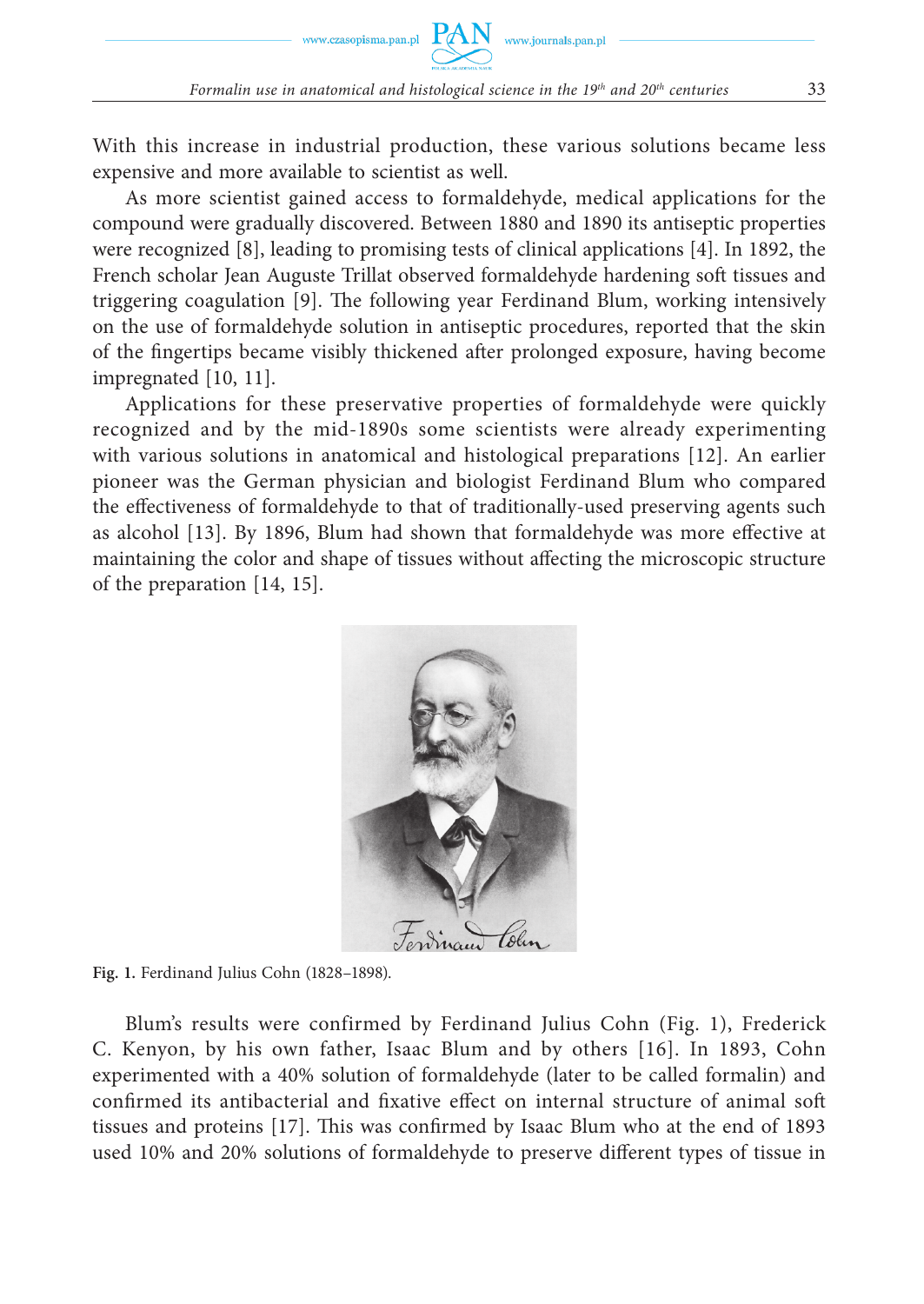With this increase in industrial production, these various solutions became less expensive and more available to scientist as well.

As more scientist gained access to formaldehyde, medical applications for the compound were gradually discovered. Between 1880 and 1890 its antiseptic properties were recognized [8], leading to promising tests of clinical applications [4]. In 1892, the French scholar Jean Auguste Trillat observed formaldehyde hardening soft tissues and triggering coagulation [9]. The following year Ferdinand Blum, working intensively on the use of formaldehyde solution in antiseptic procedures, reported that the skin of the fingertips became visibly thickened after prolonged exposure, having become impregnated [10, 11].

Applications for these preservative properties of formaldehyde were quickly recognized and by the mid-1890s some scientists were already experimenting with various solutions in anatomical and histological preparations [12]. An earlier pioneer was the German physician and biologist Ferdinand Blum who compared the effectiveness of formaldehyde to that of traditionally-used preserving agents such as alcohol [13]. By 1896, Blum had shown that formaldehyde was more effective at maintaining the color and shape of tissues without affecting the microscopic structure of the preparation [14, 15].

**Fig. 1.** Ferdinand Julius Cohn (1828–1898).

Blum's results were confirmed by Ferdinand Julius Cohn (Fig. 1), Frederick C. Kenyon, by his own father, Isaac Blum and by others [16]. In 1893, Cohn experimented with a 40% solution of formaldehyde (later to be called formalin) and confirmed its antibacterial and fixative effect on internal structure of animal soft tissues and proteins [17]. This was confirmed by Isaac Blum who at the end of 1893 used 10% and 20% solutions of formaldehyde to preserve different types of tissue in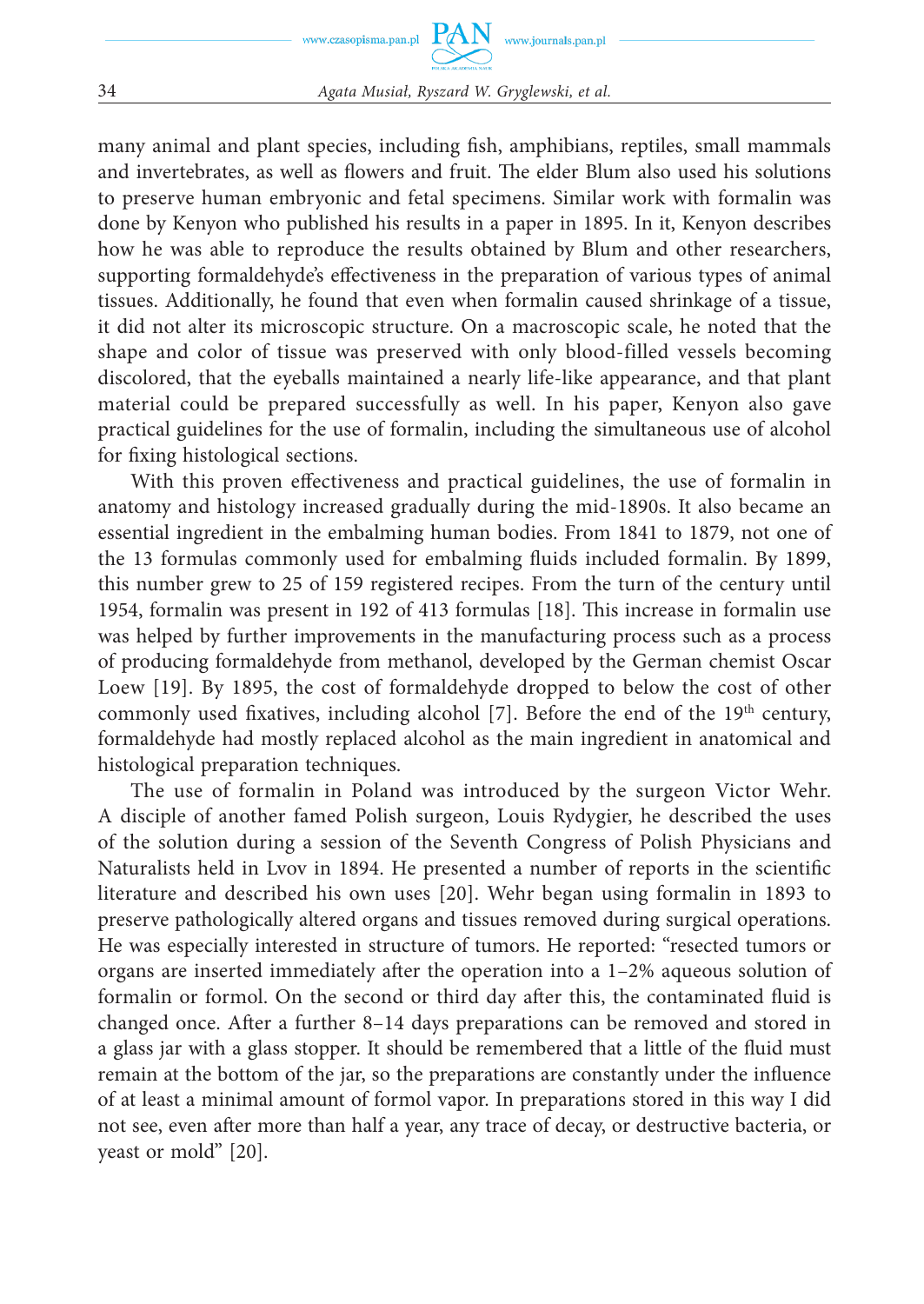many animal and plant species, including fish, amphibians, reptiles, small mammals and invertebrates, as well as flowers and fruit. The elder Blum also used his solutions to preserve human embryonic and fetal specimens. Similar work with formalin was done by Kenyon who published his results in a paper in 1895. In it, Kenyon describes how he was able to reproduce the results obtained by Blum and other researchers, supporting formaldehyde's effectiveness in the preparation of various types of animal tissues. Additionally, he found that even when formalin caused shrinkage of a tissue, it did not alter its microscopic structure. On a macroscopic scale, he noted that the shape and color of tissue was preserved with only blood-filled vessels becoming discolored, that the eyeballs maintained a nearly life-like appearance, and that plant material could be prepared successfully as well. In his paper, Kenyon also gave practical guidelines for the use of formalin, including the simultaneous use of alcohol for fixing histological sections.

With this proven effectiveness and practical guidelines, the use of formalin in anatomy and histology increased gradually during the mid-1890s. It also became an essential ingredient in the embalming human bodies. From 1841 to 1879, not one of the 13 formulas commonly used for embalming fluids included formalin. By 1899, this number grew to 25 of 159 registered recipes. From the turn of the century until 1954, formalin was present in 192 of 413 formulas [18]. This increase in formalin use was helped by further improvements in the manufacturing process such as a process of producing formaldehyde from methanol, developed by the German chemist Oscar Loew [19]. By 1895, the cost of formaldehyde dropped to below the cost of other commonly used fixatives, including alcohol [7]. Before the end of the 19th century, formaldehyde had mostly replaced alcohol as the main ingredient in anatomical and histological preparation techniques.

The use of formalin in Poland was introduced by the surgeon Victor Wehr. A disciple of another famed Polish surgeon, Louis Rydygier, he described the uses of the solution during a session of the Seventh Congress of Polish Physicians and Naturalists held in Lvov in 1894. He presented a number of reports in the scientific literature and described his own uses [20]. Wehr began using formalin in 1893 to preserve pathologically altered organs and tissues removed during surgical operations. He was especially interested in structure of tumors. He reported: "resected tumors or organs are inserted immediately after the operation into a 1–2% aqueous solution of formalin or formol. On the second or third day after this, the contaminated fluid is changed once. After a further 8–14 days preparations can be removed and stored in a glass jar with a glass stopper. It should be remembered that a little of the fluid must remain at the bottom of the jar, so the preparations are constantly under the influence of at least a minimal amount of formol vapor. In preparations stored in this way I did not see, even after more than half a year, any trace of decay, or destructive bacteria, or yeast or mold" [20].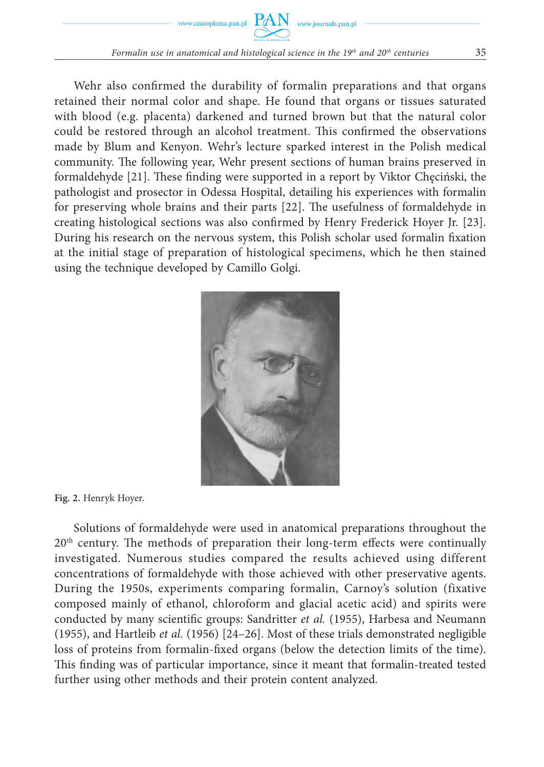Wehr also confirmed the durability of formalin preparations and that organs retained their normal color and shape. He found that organs or tissues saturated with blood (e.g. placenta) darkened and turned brown but that the natural color could be restored through an alcohol treatment. This confirmed the observations made by Blum and Kenyon. Wehr's lecture sparked interest in the Polish medical community. The following year, Wehr present sections of human brains preserved in formaldehyde [21]. These finding were supported in a report by Viktor Chęciński, the pathologist and prosector in Odessa Hospital, detailing his experiences with formalin for preserving whole brains and their parts [22]. The usefulness of formaldehyde in creating histological sections was also confirmed by Henry Frederick Hoyer Jr. [23]. During his research on the nervous system, this Polish scholar used formalin fixation at the initial stage of preparation of histological specimens, which he then stained using the technique developed by Camillo Golgi.

**Fig. 2.** Henryk Hoyer.

Solutions of formaldehyde were used in anatomical preparations throughout the 20th century. The methods of preparation their long-term effects were continually investigated. Numerous studies compared the results achieved using different concentrations of formaldehyde with those achieved with other preservative agents. During the 1950s, experiments comparing formalin, Carnoy's solution (fixative composed mainly of ethanol, chloroform and glacial acetic acid) and spirits were conducted by many scientific groups: Sandritter *et al.* (1955), Harbesa and Neumann (1955), and Hartleib *et al.* (1956) [24–26]. Most of these trials demonstrated negligible loss of proteins from formalin-fixed organs (below the detection limits of the time). This finding was of particular importance, since it meant that formalin-treated tested further using other methods and their protein content analyzed.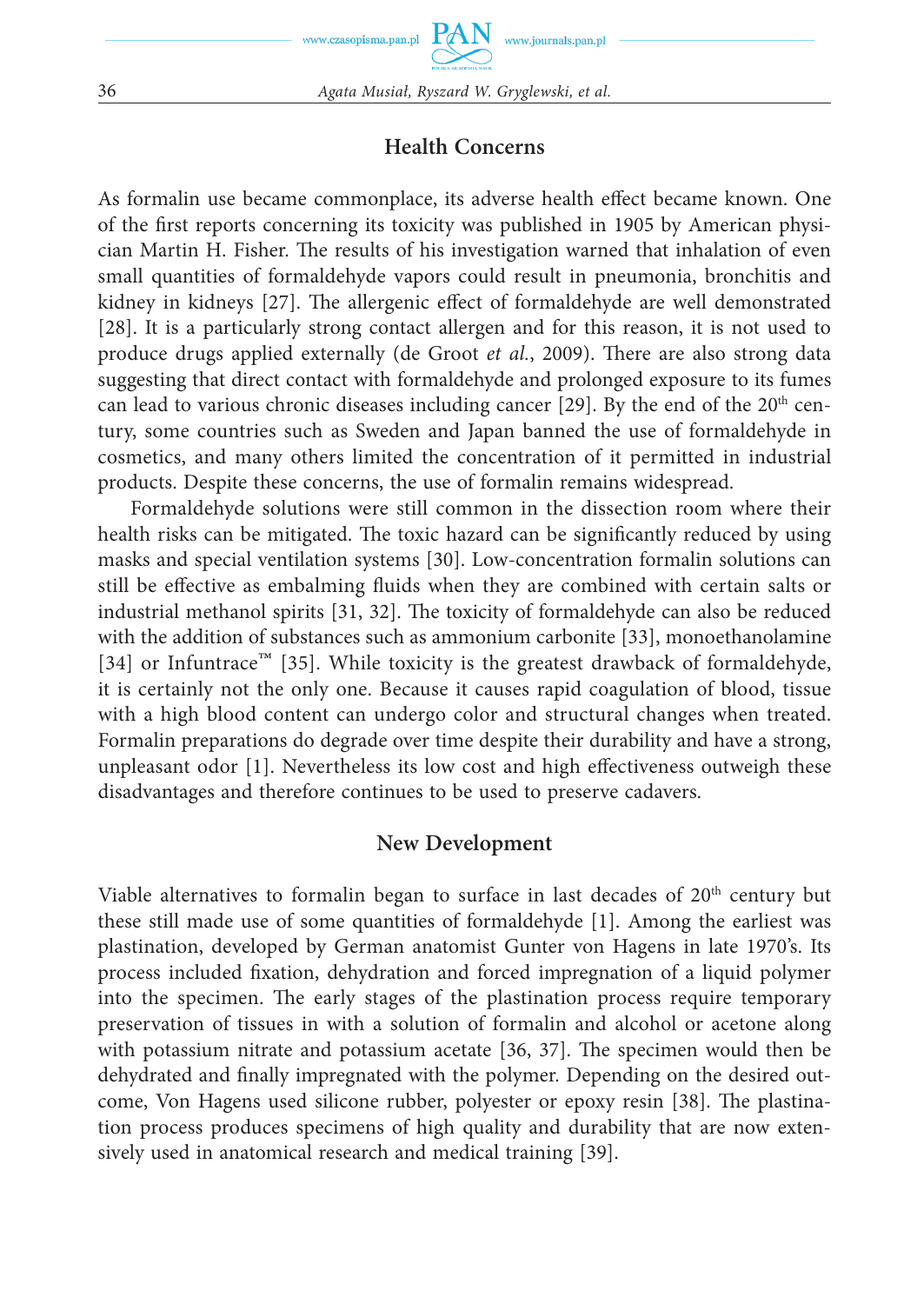## Health Concerns

As formalin use became commonplace, its adverse health effect became known. One of the first reports concerning its toxicity was published in 1905 by American physician Martin H. Fisher. The results of his investigation warned that inhalation of even small quantities of formaldehyde vapors could result in pneumonia, bronchitis and kidney in kidneys [27]. The allergenic effect of formaldehyde are well demonstrated [28]. It is a particularly strong contact allergen and for this reason, it is not used to produce drugs applied externally (de Groot *et al.*, 2009). There are also strong data suggesting that direct contact with formaldehyde and prolonged exposure to its fumes can lead to various chronic diseases including cancer [29]. By the end of the 20th century, some countries such as Sweden and Japan banned the use of formaldehyde in cosmetics, and many others limited the concentration of it permitted in industrial products. Despite these concerns, the use of formalin remains widespread.

Formaldehyde solutions were still common in the dissection room where their health risks can be mitigated. The toxic hazard can be significantly reduced by using masks and special ventilation systems [30]. Low-concentration formalin solutions can still be effective as embalming fluids when they are combined with certain salts or industrial methanol spirits [31, 32]. The toxicity of formaldehyde can also be reduced with the addition of substances such as ammonium carbonite [33], monoethanolamine [34] or Infuntrace™ [35]. While toxicity is the greatest drawback of formaldehyde, it is certainly not the only one. Because it causes rapid coagulation of blood, tissue with a high blood content can undergo color and structural changes when treated. Formalin preparations do degrade over time despite their durability and have a strong, unpleasant odor [1]. Nevertheless its low cost and high effectiveness outweigh these disadvantages and therefore continues to be used to preserve cadavers.

## New Development

Viable alternatives to formalin began to surface in last decades of 20th century but these still made use of some quantities of formaldehyde [1]. Among the earliest was plastination, developed by German anatomist Gunter von Hagens in late 1970's. Its process included fixation, dehydration and forced impregnation of a liquid polymer into the specimen. The early stages of the plastination process require temporary preservation of tissues in with a solution of formalin and alcohol or acetone along with potassium nitrate and potassium acetate [36, 37]. The specimen would then be dehydrated and finally impregnated with the polymer. Depending on the desired outcome, Von Hagens used silicone rubber, polyester or epoxy resin [38]. The plastination process produces specimens of high quality and durability that are now extensively used in anatomical research and medical training [39].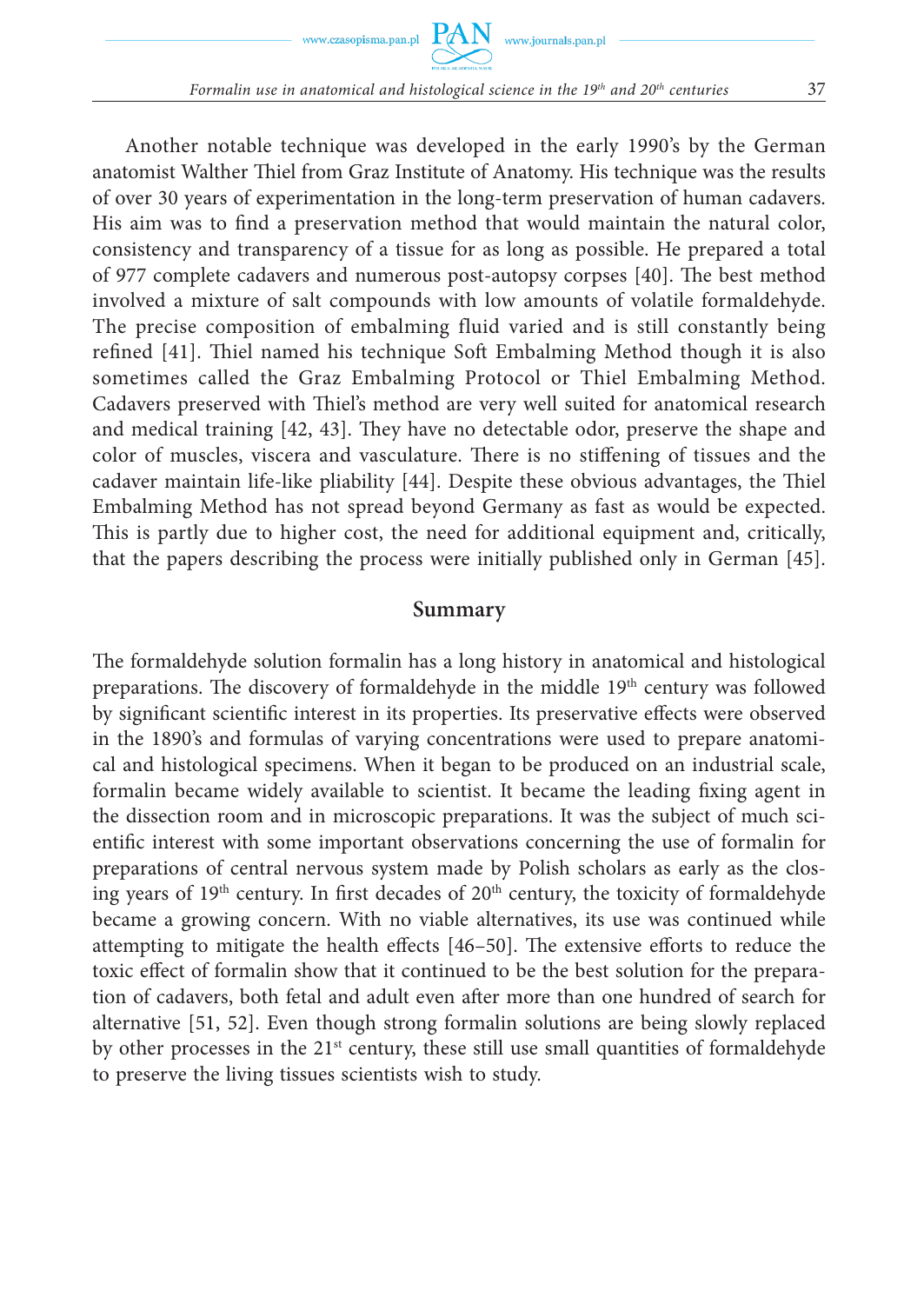Another notable technique was developed in the early 1990's by the German anatomist Walther Thiel from Graz Institute of Anatomy. His technique was the results of over 30 years of experimentation in the long-term preservation of human cadavers. His aim was to find a preservation method that would maintain the natural color, consistency and transparency of a tissue for as long as possible. He prepared a total of 977 complete cadavers and numerous post-autopsy corpses [40]. The best method involved a mixture of salt compounds with low amounts of volatile formaldehyde. The precise composition of embalming fluid varied and is still constantly being refined [41]. Thiel named his technique Soft Embalming Method though it is also sometimes called the Graz Embalming Protocol or Thiel Embalming Method. Cadavers preserved with Thiel's method are very well suited for anatomical research and medical training [42, 43]. They have no detectable odor, preserve the shape and color of muscles, viscera and vasculature. There is no stiffening of tissues and the cadaver maintain life-like pliability [44]. Despite these obvious advantages, the Thiel Embalming Method has not spread beyond Germany as fast as would be expected. This is partly due to higher cost, the need for additional equipment and, critically, that the papers describing the process were initially published only in German [45].

## Summary

The formaldehyde solution formalin has a long history in anatomical and histological preparations. The discovery of formaldehyde in the middle 19th century was followed by significant scientific interest in its properties. Its preservative effects were observed in the 1890's and formulas of varying concentrations were used to prepare anatomical and histological specimens. When it began to be produced on an industrial scale, formalin became widely available to scientist. It became the leading fixing agent in the dissection room and in microscopic preparations. It was the subject of much scientific interest with some important observations concerning the use of formalin for preparations of central nervous system made by Polish scholars as early as the closing years of 19th century. In first decades of 20th century, the toxicity of formaldehyde became a growing concern. With no viable alternatives, its use was continued while attempting to mitigate the health effects [46–50]. The extensive efforts to reduce the toxic effect of formalin show that it continued to be the best solution for the preparation of cadavers, both fetal and adult even after more than one hundred of search for alternative [51, 52]. Even though strong formalin solutions are being slowly replaced by other processes in the 21st century, these still use small quantities of formaldehyde to preserve the living tissues scientists wish to study.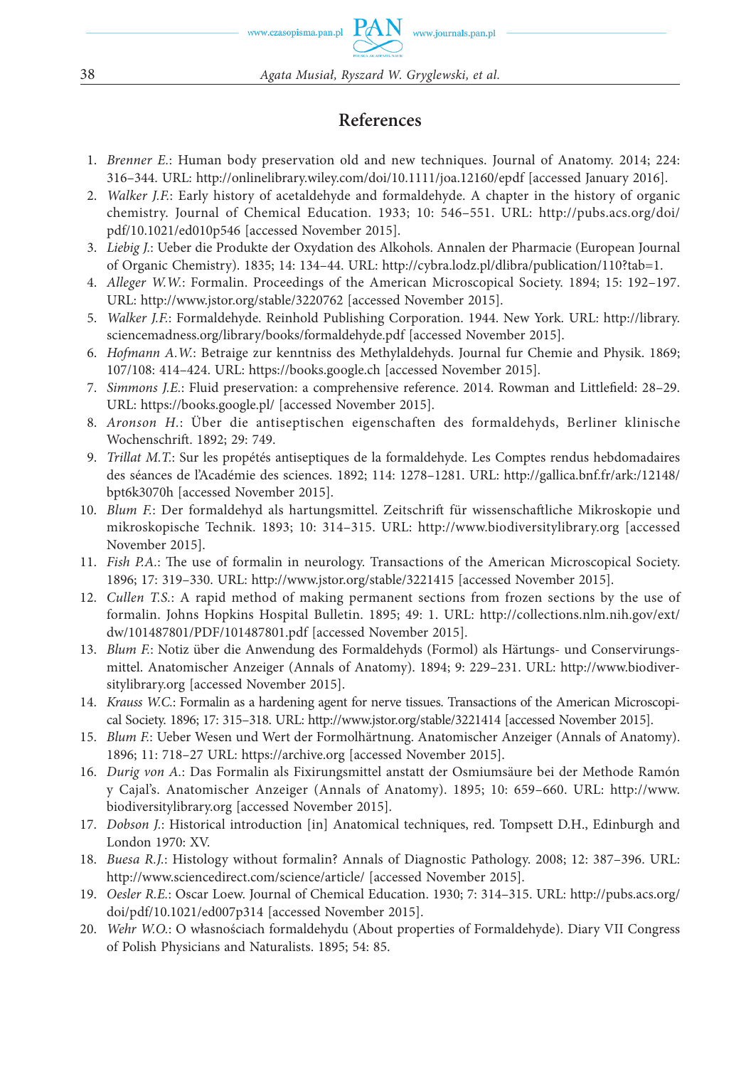## References

1. *Brenner E.*: Human body preservation old and new techniques. Journal of Anatomy. 2014; 224: 316–344. URL: http://onlinelibrary.wiley.com/doi/10.1111/joa.12160/epdf [accessed January 2016].
2. *Walker J.F.*: Early history of acetaldehyde and formaldehyde. A chapter in the history of organic chemistry. Journal of Chemical Education. 1933; 10: 546–551. URL: http://pubs.acs.org/doi/pdf/10.1021/ed010p546 [accessed November 2015].
3. *Liebig J.*: Ueber die Produkte der Oxydation des Alkohols. Annalen der Pharmacie (European Journal of Organic Chemistry). 1835; 14: 134–44. URL: http://cybra.lodz.pl/dlibra/publication/110?tab=1.
4. *Alleger W.W.*: Formalin. Proceedings of the American Microscopical Society. 1894; 15: 192–197. URL: http://www.jstor.org/stable/3220762 [accessed November 2015].
5. *Walker J.F.*: Formaldehyde. Reinhold Publishing Corporation. 1944. New York. URL: http://library.sciencemadness.org/library/books/formaldehyde.pdf [accessed November 2015].
6. *Hofmann A.W.*: Betraige zur kenntniss des Methylaldehyds. Journal fur Chemie and Physik. 1869; 107/108: 414–424. URL: https://books.google.ch [accessed November 2015].
7. *Simmons J.E.*: Fluid preservation: a comprehensive reference. 2014. Rowman and Littlefield: 28–29. URL: https://books.google.pl/ [accessed November 2015].
8. *Aronson H.*: Über die antiseptischen eigenschaften des formaldehyds, Berliner klinische Wochenschrift. 1892; 29: 749.
9. *Trillat M.T.*: Sur les propétés antiseptiques de la formaldehyde. Les Comptes rendus hebdomadaires des séances de l'Académie des sciences. 1892; 114: 1278–1281. URL: http://gallica.bnf.fr/ark:/12148/bpt6k3070h [accessed November 2015].
10. *Blum F.*: Der formaldehyd als hartungsmittel. Zeitschrift für wissenschaftliche Mikroskopie und mikroskopische Technik. 1893; 10: 314–315. URL: http://www.biodiversitylibrary.org [accessed November 2015].
11. *Fish P.A.*: The use of formalin in neurology. Transactions of the American Microscopical Society. 1896; 17: 319–330. URL: http://www.jstor.org/stable/3221415 [accessed November 2015].
12. *Cullen T.S.*: A rapid method of making permanent sections from frozen sections by the use of formalin. Johns Hopkins Hospital Bulletin. 1895; 49: 1. URL: http://collections.nlm.nih.gov/ext/dw/101487801/PDF/101487801.pdf [accessed November 2015].
13. *Blum F.*: Notiz über die Anwendung des Formaldehyds (Formol) als Härtungs- und Conservirungsmittel. Anatomischer Anzeiger (Annals of Anatomy). 1894; 9: 229–231. URL: http://www.biodiversitylibrary.org [accessed November 2015].
14. *Krauss W.C.*: Formalin as a hardening agent for nerve tissues. Transactions of the American Microscopical Society. 1896; 17: 315–318. URL: http://www.jstor.org/stable/3221414 [accessed November 2015].
15. *Blum F.*: Ueber Wesen und Wert der Formolhärtnung. Anatomischer Anzeiger (Annals of Anatomy). 1896; 11: 718–27 URL: https://archive.org [accessed November 2015].
16. *Durig von A.*: Das Formalin als Fixirungsmittel anstatt der Osmiumsäure bei der Methode Ramón y Cajal's. Anatomischer Anzeiger (Annals of Anatomy). 1895; 10: 659–660. URL: http://www.biodiversitylibrary.org [accessed November 2015].
17. *Dobson J.*: Historical introduction [in] Anatomical techniques, red. Tompsett D.H., Edinburgh and London 1970: XV.
18. *Buesa R.J.*: Histology without formalin? Annals of Diagnostic Pathology. 2008; 12: 387–396. URL: http://www.sciencedirect.com/science/article/ [accessed November 2015].
19. *Oesler R.E.*: Oscar Loew. Journal of Chemical Education. 1930; 7: 314–315. URL: http://pubs.acs.org/doi/pdf/10.1021/ed007p314 [accessed November 2015].
20. *Wehr W.O.*: O własnościach formaldehydu (About properties of Formaldehyde). Diary VII Congress of Polish Physicians and Naturalists. 1895; 54: 85.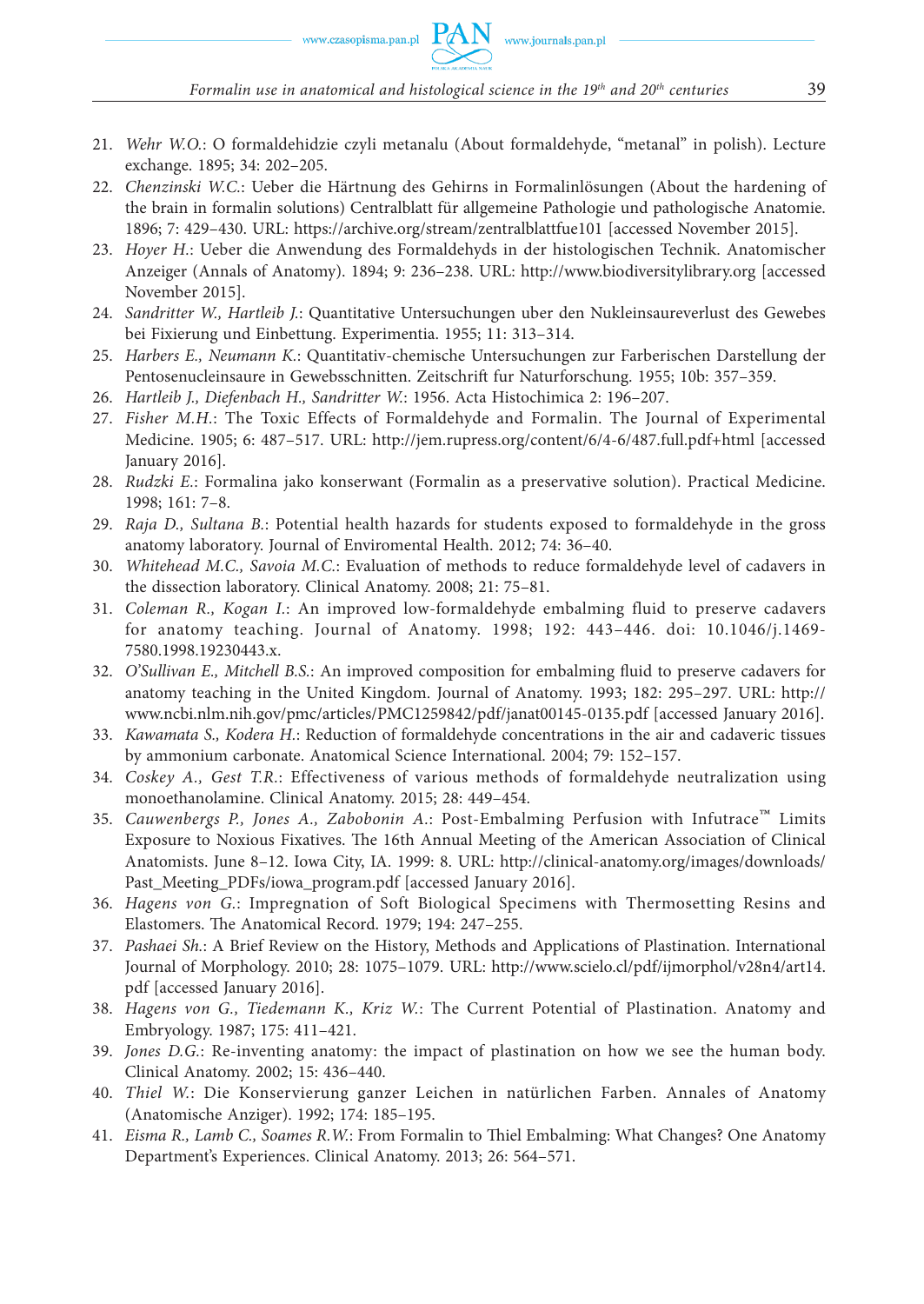21. *Wehr W.O.*: O formaldehidzie czyli metanalu (About formaldehyde, “metanal” in polish). Lecture exchange. 1895; 34: 202–205.
22. *Chenzinski W.C.*: Ueber die Härtnung des Gehirns in Formalinlösungen (About the hardening of the brain in formalin solutions) Centralblatt für allgemeine Pathologie und pathologische Anatomie. 1896; 7: 429–430. URL: https://archive.org/stream/zentralblattfue101 [accessed November 2015].
23. *Hoyer H.*: Ueber die Anwendung des Formaldehyds in der histologischen Technik. Anatomischer Anzeiger (Annals of Anatomy). 1894; 9: 236–238. URL: http://www.biodiversitylibrary.org [accessed November 2015].
24. *Sandritter W., Hartleib J.*: Quantitative Untersuchungen uber den Nukleinsaureverlust des Gewebes bei Fixierung und Einbettung. Experimentia. 1955; 11: 313–314.
25. *Harbers E., Neumann K.*: Quantitativ-chemische Untersuchungen zur Farberischen Darstellung der Pentosenucleinsaure in Gewebsschnitten. Zeitschrift fur Naturforschung. 1955; 10b: 357–359.
26. *Hartleib J., Diefenbach H., Sandritter W.*: 1956. Acta Histochimica 2: 196–207.
27. *Fisher M.H.*: The Toxic Effects of Formaldehyde and Formalin. The Journal of Experimental Medicine. 1905; 6: 487–517. URL: http://jem.rupress.org/content/6/4-6/487.full.pdf+html [accessed January 2016].
28. *Rudzki E.*: Formalina jako konserwant (Formalin as a preservative solution). Practical Medicine. 1998; 161: 7–8.
29. *Raja D., Sultana B.*: Potential health hazards for students exposed to formaldehyde in the gross anatomy laboratory. Journal of Enviromental Health. 2012; 74: 36–40.
30. *Whitehead M.C., Savoia M.C.*: Evaluation of methods to reduce formaldehyde level of cadavers in the dissection laboratory. Clinical Anatomy. 2008; 21: 75–81.
31. *Coleman R., Kogan I.*: An improved low-formaldehyde embalming fluid to preserve cadavers for anatomy teaching. Journal of Anatomy. 1998; 192: 443–446. doi: 10.1046/j.1469-7580.1998.19230443.x.
32. *O’Sullivan E., Mitchell B.S.*: An improved composition for embalming fluid to preserve cadavers for anatomy teaching in the United Kingdom. Journal of Anatomy. 1993; 182: 295–297. URL: http://www.ncbi.nlm.nih.gov/pmc/articles/PMC1259842/pdf/janat00145-0135.pdf [accessed January 2016].
33. *Kawamata S., Kodera H.*: Reduction of formaldehyde concentrations in the air and cadaveric tissues by ammonium carbonate. Anatomical Science International. 2004; 79: 152–157.
34. *Coskey A., Gest T.R.*: Effectiveness of various methods of formaldehyde neutralization using monoethanolamine. Clinical Anatomy. 2015; 28: 449–454.
35. *Cauwenbergs P., Jones A., Zabobonin A.*: Post-Embalming Perfusion with Infutrace™ Limits Exposure to Noxious Fixatives. The 16th Annual Meeting of the American Association of Clinical Anatomists. June 8–12. Iowa City, IA. 1999: 8. URL: http://clinical-anatomy.org/images/downloads/Past_Meeting_PDFs/iowa_program.pdf [accessed January 2016].
36. *Hagens von G.*: Impregnation of Soft Biological Specimens with Thermosetting Resins and Elastomers. The Anatomical Record. 1979; 194: 247–255.
37. *Pashaei Sh.*: A Brief Review on the History, Methods and Applications of Plastination. International Journal of Morphology. 2010; 28: 1075–1079. URL: http://www.scielo.cl/pdf/ijmorphol/v28n4/art14.pdf [accessed January 2016].
38. *Hagens von G., Tiedemann K., Kriz W.*: The Current Potential of Plastination. Anatomy and Embryology. 1987; 175: 411–421.
39. *Jones D.G.*: Re-inventing anatomy: the impact of plastination on how we see the human body. Clinical Anatomy. 2002; 15: 436–440.
40. *Thiel W.*: Die Konservierung ganzer Leichen in natürlichen Farben. Annales of Anatomy (Anatomische Anziger). 1992; 174: 185–195.
41. *Eisma R., Lamb C., Soames R.W.*: From Formalin to Thiel Embalming: What Changes? One Anatomy Department’s Experiences. Clinical Anatomy. 2013; 26: 564–571.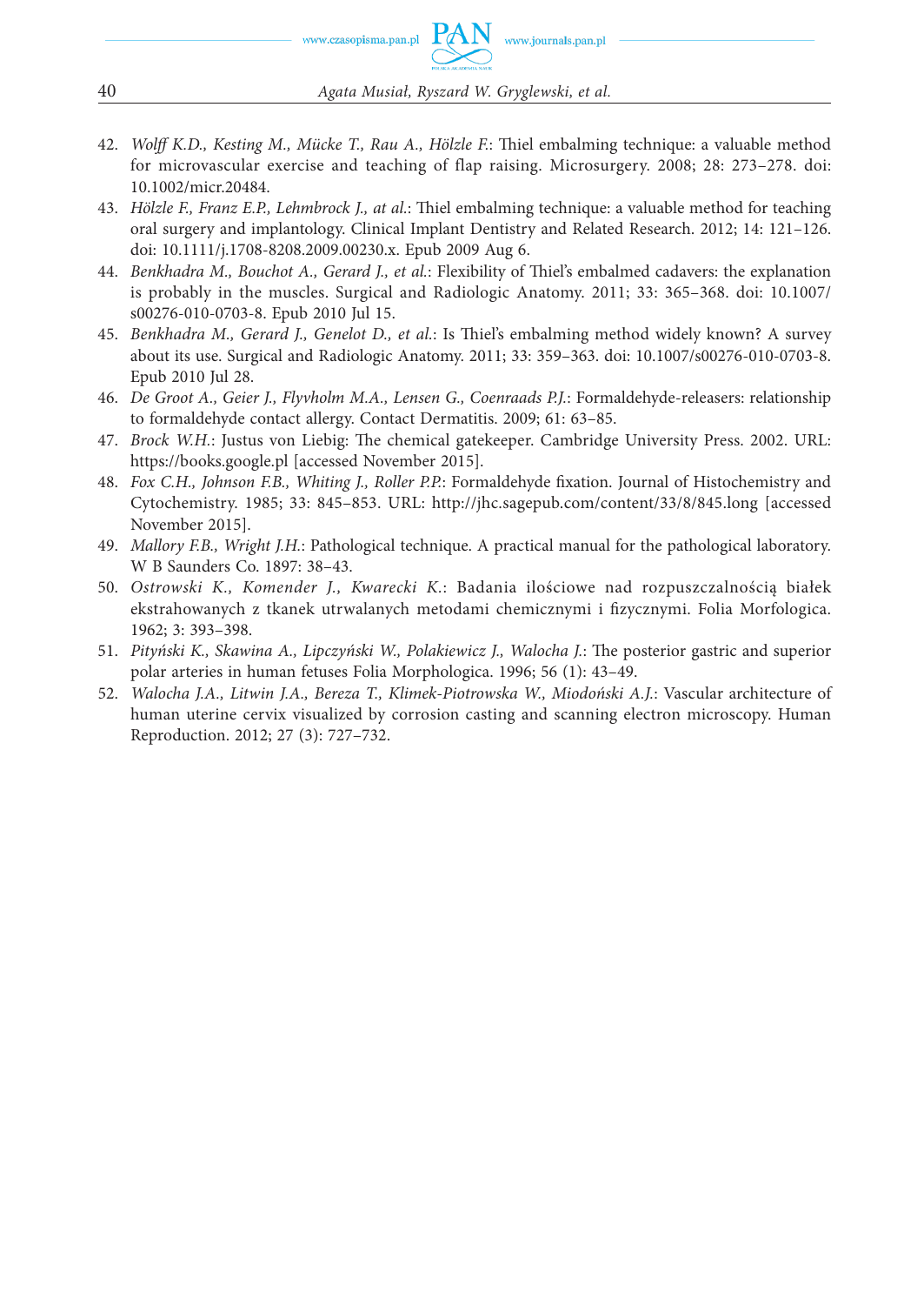42. *Wolff K.D., Kesting M., Mücke T., Rau A., Hölzle F.*: Thiel embalming technique: a valuable method for microvascular exercise and teaching of flap raising. Microsurgery. 2008; 28: 273–278. doi: 10.1002/micr.20484.
43. *Hölzle F., Franz E.P., Lehmbrock J., at al.*: Thiel embalming technique: a valuable method for teaching oral surgery and implantology. Clinical Implant Dentistry and Related Research. 2012; 14: 121–126. doi: 10.1111/j.1708-8208.2009.00230.x. Epub 2009 Aug 6.
44. *Benkhadra M., Bouchot A., Gerard J., et al.*: Flexibility of Thiel's embalmed cadavers: the explanation is probably in the muscles. Surgical and Radiologic Anatomy. 2011; 33: 365–368. doi: 10.1007/s00276-010-0703-8. Epub 2010 Jul 15.
45. *Benkhadra M., Gerard J., Genelot D., et al.*: Is Thiel's embalming method widely known? A survey about its use. Surgical and Radiologic Anatomy. 2011; 33: 359–363. doi: 10.1007/s00276-010-0703-8. Epub 2010 Jul 28.
46. *De Groot A., Geier J., Flyvholm M.A., Lensen G., Coenraads P.J.*: Formaldehyde-releasers: relationship to formaldehyde contact allergy. Contact Dermatitis. 2009; 61: 63–85.
47. *Brock W.H.*: Justus von Liebig: The chemical gatekeeper. Cambridge University Press. 2002. URL: https://books.google.pl [accessed November 2015].
48. *Fox C.H., Johnson F.B., Whiting J., Roller P.P.*: Formaldehyde fixation. Journal of Histochemistry and Cytochemistry. 1985; 33: 845–853. URL: http://jhc.sagepub.com/content/33/8/845.long [accessed November 2015].
49. *Mallory F.B., Wright J.H.*: Pathological technique. A practical manual for the pathological laboratory. W B Saunders Co. 1897: 38–43.
50. *Ostrowski K., Komender J., Kwarecki K.*: Badania ilościowe nad rozpuszczalnością białek ekstrahowanych z tkanek utrwalanych metodami chemicznymi i fizycznymi. Folia Morfologica. 1962; 3: 393–398.
51. *Pityński K., Skawina A., Lipczyński W., Polakiewicz J., Walocha J.*: The posterior gastric and superior polar arteries in human fetuses Folia Morphologica. 1996; 56 (1): 43–49.
52. *Walocha J.A., Litwin J.A., Bereza T., Klimek-Piotrowska W., Miodoński A.J.*: Vascular architecture of human uterine cervix visualized by corrosion casting and scanning electron microscopy. Human Reproduction. 2012; 27 (3): 727–732.